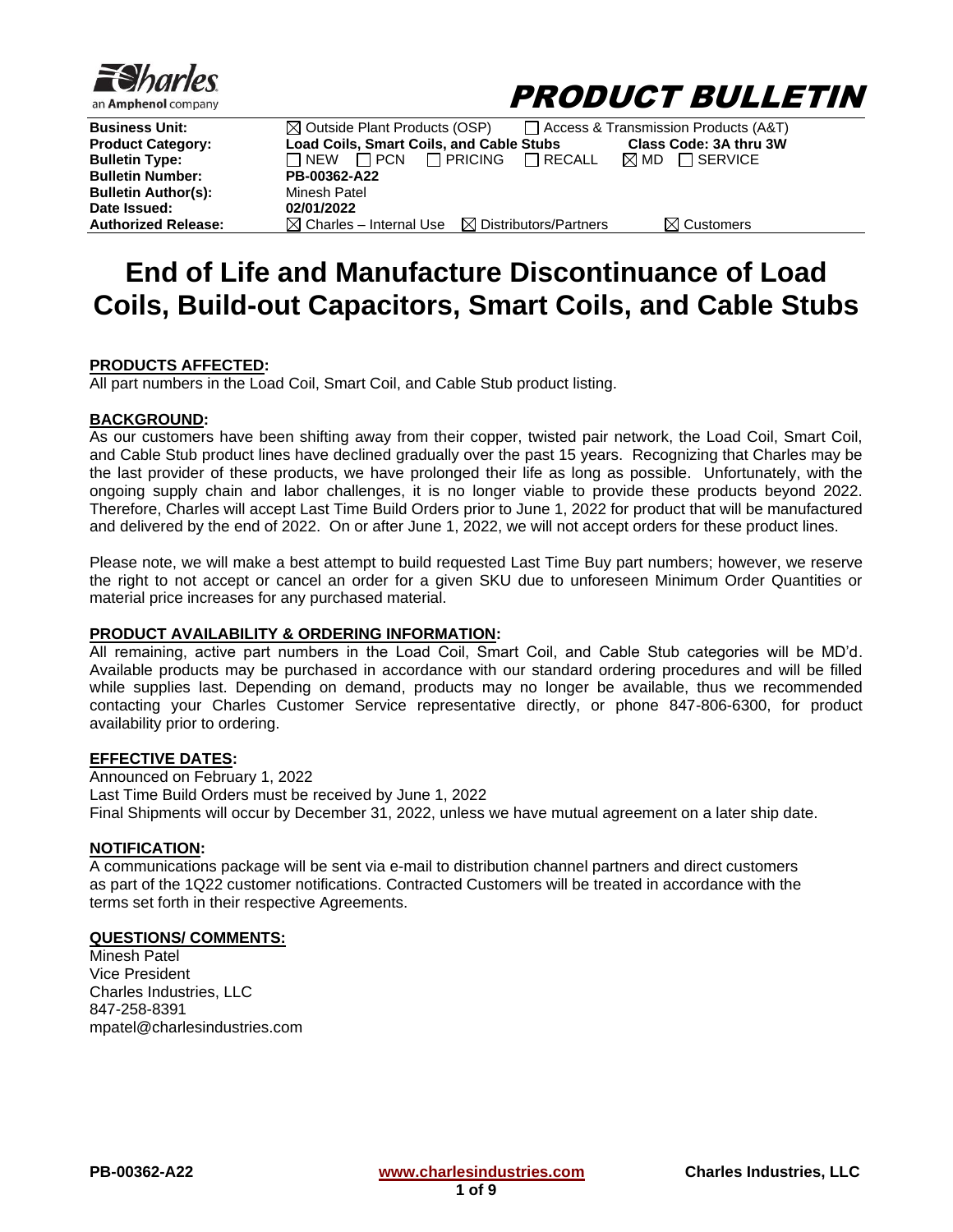**Charles** an **Amphenol** company

# PRODUCT BULLETIN

| | |
|---|---|
| **Business Unit:** | ☒ Outside Plant Products (OSP) ☐ Access & Transmission Products (A&T) |
| **Product Category:** | **Load Coils, Smart Coils, and Cable Stubs** **Class Code: 3A thru 3W** |
| **Bulletin Type:** | ☐ NEW ☐ PCN ☐ PRICING ☐ RECALL ☒ MD ☐ SERVICE |
| **Bulletin Number:** | **PB-00362-A22** |
| **Bulletin Author(s):** | Minesh Patel |
| **Date Issued:** | **02/01/2022** |
| **Authorized Release:** | ☒ Charles – Internal Use ☒ Distributors/Partners ☒ Customers |

# End of Life and Manufacture Discontinuance of Load Coils, Build-out Capacitors, Smart Coils, and Cable Stubs

**PRODUCTS AFFECTED:**

All part numbers in the Load Coil, Smart Coil, and Cable Stub product listing.

**BACKGROUND:**

As our customers have been shifting away from their copper, twisted pair network, the Load Coil, Smart Coil, and Cable Stub product lines have declined gradually over the past 15 years. Recognizing that Charles may be the last provider of these products, we have prolonged their life as long as possible. Unfortunately, with the ongoing supply chain and labor challenges, it is no longer viable to provide these products beyond 2022. Therefore, Charles will accept Last Time Build Orders prior to June 1, 2022 for product that will be manufactured and delivered by the end of 2022. On or after June 1, 2022, we will not accept orders for these product lines.

Please note, we will make a best attempt to build requested Last Time Buy part numbers; however, we reserve the right to not accept or cancel an order for a given SKU due to unforeseen Minimum Order Quantities or material price increases for any purchased material.

**PRODUCT AVAILABILITY & ORDERING INFORMATION:**

All remaining, active part numbers in the Load Coil, Smart Coil, and Cable Stub categories will be MD'd. Available products may be purchased in accordance with our standard ordering procedures and will be filled while supplies last. Depending on demand, products may no longer be available, thus we recommended contacting your Charles Customer Service representative directly, or phone 847-806-6300, for product availability prior to ordering.

**EFFECTIVE DATES:**

Announced on February 1, 2022
Last Time Build Orders must be received by June 1, 2022
Final Shipments will occur by December 31, 2022, unless we have mutual agreement on a later ship date.

**NOTIFICATION:**

A communications package will be sent via e-mail to distribution channel partners and direct customers as part of the 1Q22 customer notifications. Contracted Customers will be treated in accordance with the terms set forth in their respective Agreements.

**QUESTIONS/ COMMENTS:**

Minesh Patel
Vice President
Charles Industries, LLC
847-258-8391
mpatel@charlesindustries.com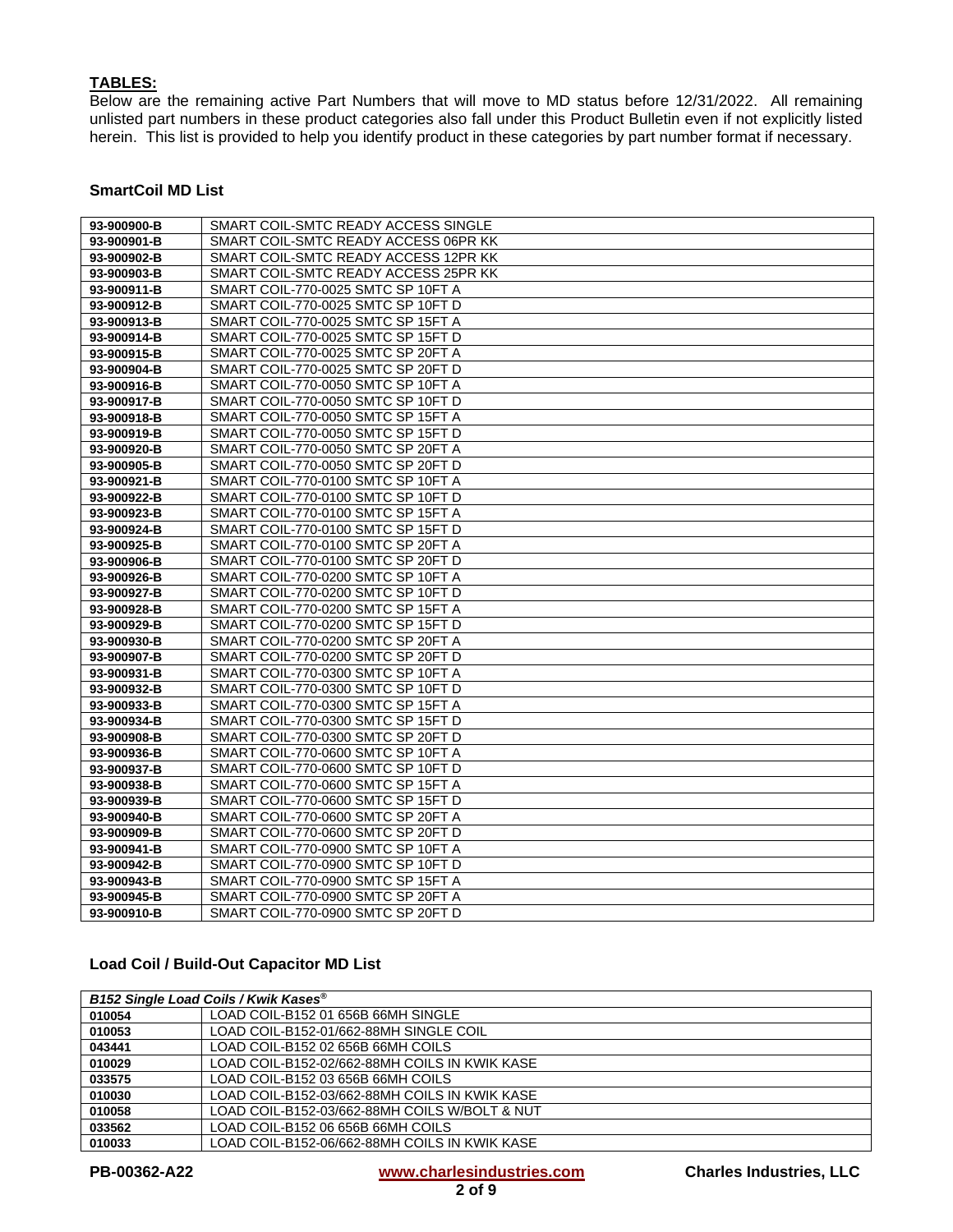## TABLES:

Below are the remaining active Part Numbers that will move to MD status before 12/31/2022. All remaining unlisted part numbers in these product categories also fall under this Product Bulletin even if not explicitly listed herein. This list is provided to help you identify product in these categories by part number format if necessary.

### SmartCoil MD List

| | |
|---|---|
| **93-900900-B** | SMART COIL-SMTC READY ACCESS SINGLE |
| **93-900901-B** | SMART COIL-SMTC READY ACCESS 06PR KK |
| **93-900902-B** | SMART COIL-SMTC READY ACCESS 12PR KK |
| **93-900903-B** | SMART COIL-SMTC READY ACCESS 25PR KK |
| **93-900911-B** | SMART COIL-770-0025 SMTC SP 10FT A |
| **93-900912-B** | SMART COIL-770-0025 SMTC SP 10FT D |
| **93-900913-B** | SMART COIL-770-0025 SMTC SP 15FT A |
| **93-900914-B** | SMART COIL-770-0025 SMTC SP 15FT D |
| **93-900915-B** | SMART COIL-770-0025 SMTC SP 20FT A |
| **93-900904-B** | SMART COIL-770-0025 SMTC SP 20FT D |
| **93-900916-B** | SMART COIL-770-0050 SMTC SP 10FT A |
| **93-900917-B** | SMART COIL-770-0050 SMTC SP 10FT D |
| **93-900918-B** | SMART COIL-770-0050 SMTC SP 15FT A |
| **93-900919-B** | SMART COIL-770-0050 SMTC SP 15FT D |
| **93-900920-B** | SMART COIL-770-0050 SMTC SP 20FT A |
| **93-900905-B** | SMART COIL-770-0050 SMTC SP 20FT D |
| **93-900921-B** | SMART COIL-770-0100 SMTC SP 10FT A |
| **93-900922-B** | SMART COIL-770-0100 SMTC SP 10FT D |
| **93-900923-B** | SMART COIL-770-0100 SMTC SP 15FT A |
| **93-900924-B** | SMART COIL-770-0100 SMTC SP 15FT D |
| **93-900925-B** | SMART COIL-770-0100 SMTC SP 20FT A |
| **93-900906-B** | SMART COIL-770-0100 SMTC SP 20FT D |
| **93-900926-B** | SMART COIL-770-0200 SMTC SP 10FT A |
| **93-900927-B** | SMART COIL-770-0200 SMTC SP 10FT D |
| **93-900928-B** | SMART COIL-770-0200 SMTC SP 15FT A |
| **93-900929-B** | SMART COIL-770-0200 SMTC SP 15FT D |
| **93-900930-B** | SMART COIL-770-0200 SMTC SP 20FT A |
| **93-900907-B** | SMART COIL-770-0200 SMTC SP 20FT D |
| **93-900931-B** | SMART COIL-770-0300 SMTC SP 10FT A |
| **93-900932-B** | SMART COIL-770-0300 SMTC SP 10FT D |
| **93-900933-B** | SMART COIL-770-0300 SMTC SP 15FT A |
| **93-900934-B** | SMART COIL-770-0300 SMTC SP 15FT D |
| **93-900908-B** | SMART COIL-770-0300 SMTC SP 20FT D |
| **93-900936-B** | SMART COIL-770-0600 SMTC SP 10FT A |
| **93-900937-B** | SMART COIL-770-0600 SMTC SP 10FT D |
| **93-900938-B** | SMART COIL-770-0600 SMTC SP 15FT A |
| **93-900939-B** | SMART COIL-770-0600 SMTC SP 15FT D |
| **93-900940-B** | SMART COIL-770-0600 SMTC SP 20FT A |
| **93-900909-B** | SMART COIL-770-0600 SMTC SP 20FT D |
| **93-900941-B** | SMART COIL-770-0900 SMTC SP 10FT A |
| **93-900942-B** | SMART COIL-770-0900 SMTC SP 10FT D |
| **93-900943-B** | SMART COIL-770-0900 SMTC SP 15FT A |
| **93-900945-B** | SMART COIL-770-0900 SMTC SP 20FT A |
| **93-900910-B** | SMART COIL-770-0900 SMTC SP 20FT D |

### Load Coil / Build-Out Capacitor MD List

| ***B152 Single Load Coils / Kwik Kases®*** | |
|---|---|
| **010054** | LOAD COIL-B152 01 656B 66MH SINGLE |
| **010053** | LOAD COIL-B152-01/662-88MH SINGLE COIL |
| **043441** | LOAD COIL-B152 02 656B 66MH COILS |
| **010029** | LOAD COIL-B152-02/662-88MH COILS IN KWIK KASE |
| **033575** | LOAD COIL-B152 03 656B 66MH COILS |
| **010030** | LOAD COIL-B152-03/662-88MH COILS IN KWIK KASE |
| **010058** | LOAD COIL-B152-03/662-88MH COILS W/BOLT & NUT |
| **033562** | LOAD COIL-B152 06 656B 66MH COILS |
| **010033** | LOAD COIL-B152-06/662-88MH COILS IN KWIK KASE |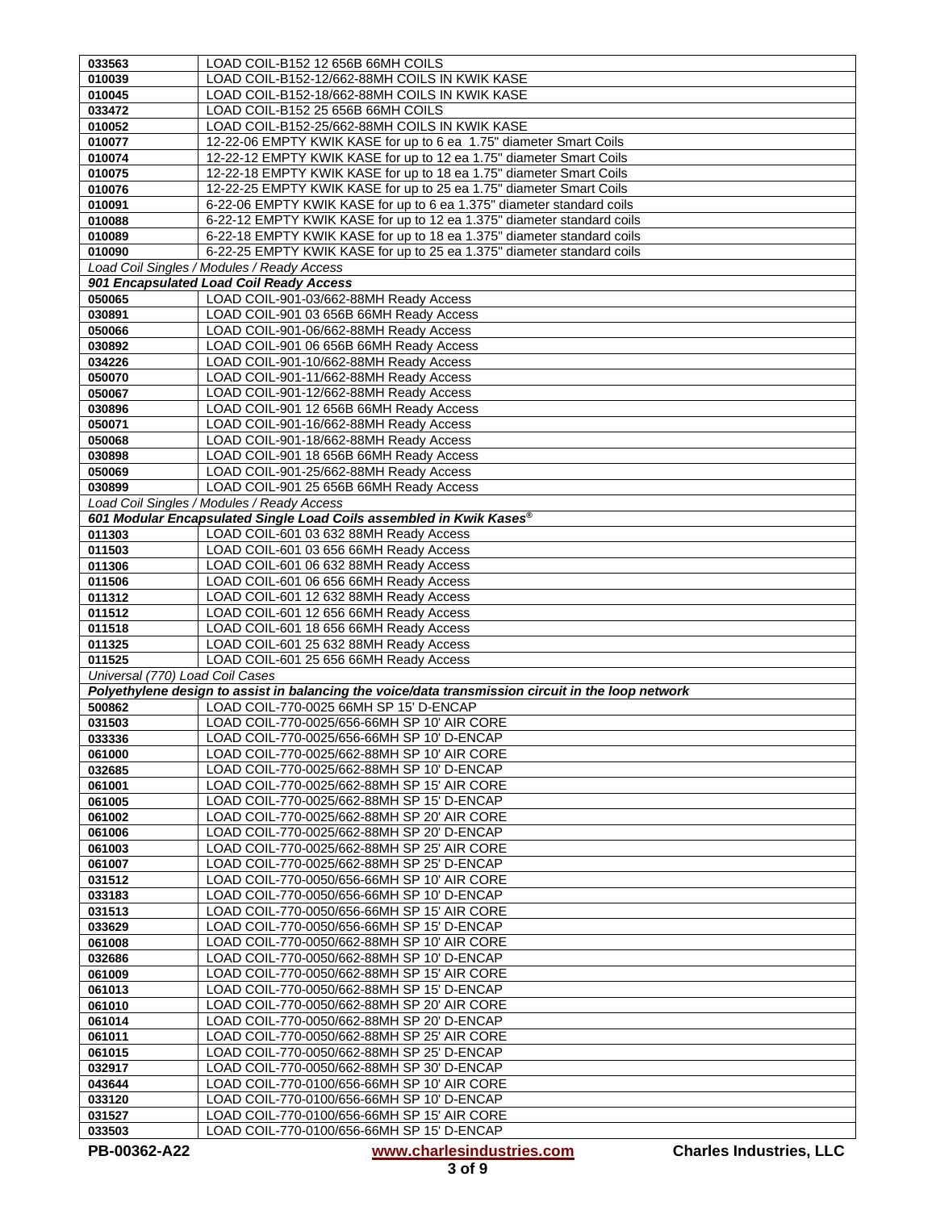| | |
|---|---|
| 033563 | LOAD COIL-B152 12 656B 66MH COILS |
| 010039 | LOAD COIL-B152-12/662-88MH COILS IN KWIK KASE |
| 010045 | LOAD COIL-B152-18/662-88MH COILS IN KWIK KASE |
| 033472 | LOAD COIL-B152 25 656B 66MH COILS |
| 010052 | LOAD COIL-B152-25/662-88MH COILS IN KWIK KASE |
| 010077 | 12-22-06 EMPTY KWIK KASE for up to 6 ea 1.75" diameter Smart Coils |
| 010074 | 12-22-12 EMPTY KWIK KASE for up to 12 ea 1.75" diameter Smart Coils |
| 010075 | 12-22-18 EMPTY KWIK KASE for up to 18 ea 1.75" diameter Smart Coils |
| 010076 | 12-22-25 EMPTY KWIK KASE for up to 25 ea 1.75" diameter Smart Coils |
| 010091 | 6-22-06 EMPTY KWIK KASE for up to 6 ea 1.375" diameter standard coils |
| 010088 | 6-22-12 EMPTY KWIK KASE for up to 12 ea 1.375" diameter standard coils |
| 010089 | 6-22-18 EMPTY KWIK KASE for up to 18 ea 1.375" diameter standard coils |
| 010090 | 6-22-25 EMPTY KWIK KASE for up to 25 ea 1.375" diameter standard coils |
| *Load Coil Singles / Modules / Ready Access* | |
| ***901 Encapsulated Load Coil Ready Access*** | |
| 050065 | LOAD COIL-901-03/662-88MH Ready Access |
| 030891 | LOAD COIL-901 03 656B 66MH Ready Access |
| 050066 | LOAD COIL-901-06/662-88MH Ready Access |
| 030892 | LOAD COIL-901 06 656B 66MH Ready Access |
| 034226 | LOAD COIL-901-10/662-88MH Ready Access |
| 050070 | LOAD COIL-901-11/662-88MH Ready Access |
| 050067 | LOAD COIL-901-12/662-88MH Ready Access |
| 030896 | LOAD COIL-901 12 656B 66MH Ready Access |
| 050071 | LOAD COIL-901-16/662-88MH Ready Access |
| 050068 | LOAD COIL-901-18/662-88MH Ready Access |
| 030898 | LOAD COIL-901 18 656B 66MH Ready Access |
| 050069 | LOAD COIL-901-25/662-88MH Ready Access |
| 030899 | LOAD COIL-901 25 656B 66MH Ready Access |
| *Load Coil Singles / Modules / Ready Access* | |
| ***601 Modular Encapsulated Single Load Coils assembled in Kwik Kases®*** | |
| 011303 | LOAD COIL-601 03 632 88MH Ready Access |
| 011503 | LOAD COIL-601 03 656 66MH Ready Access |
| 011306 | LOAD COIL-601 06 632 88MH Ready Access |
| 011506 | LOAD COIL-601 06 656 66MH Ready Access |
| 011312 | LOAD COIL-601 12 632 88MH Ready Access |
| 011512 | LOAD COIL-601 12 656 66MH Ready Access |
| 011518 | LOAD COIL-601 18 656 66MH Ready Access |
| 011325 | LOAD COIL-601 25 632 88MH Ready Access |
| 011525 | LOAD COIL-601 25 656 66MH Ready Access |
| *Universal (770) Load Coil Cases* | |
| ***Polyethylene design to assist in balancing the voice/data transmission circuit in the loop network*** | |
| 500862 | LOAD COIL-770-0025 66MH SP 15' D-ENCAP |
| 031503 | LOAD COIL-770-0025/656-66MH SP 10' AIR CORE |
| 033336 | LOAD COIL-770-0025/656-66MH SP 10' D-ENCAP |
| 061000 | LOAD COIL-770-0025/662-88MH SP 10' AIR CORE |
| 032685 | LOAD COIL-770-0025/662-88MH SP 10' D-ENCAP |
| 061001 | LOAD COIL-770-0025/662-88MH SP 15' AIR CORE |
| 061005 | LOAD COIL-770-0025/662-88MH SP 15' D-ENCAP |
| 061002 | LOAD COIL-770-0025/662-88MH SP 20' AIR CORE |
| 061006 | LOAD COIL-770-0025/662-88MH SP 20' D-ENCAP |
| 061003 | LOAD COIL-770-0025/662-88MH SP 25' AIR CORE |
| 061007 | LOAD COIL-770-0025/662-88MH SP 25' D-ENCAP |
| 031512 | LOAD COIL-770-0050/656-66MH SP 10' AIR CORE |
| 033183 | LOAD COIL-770-0050/656-66MH SP 10' D-ENCAP |
| 031513 | LOAD COIL-770-0050/656-66MH SP 15' AIR CORE |
| 033629 | LOAD COIL-770-0050/656-66MH SP 15' D-ENCAP |
| 061008 | LOAD COIL-770-0050/662-88MH SP 10' AIR CORE |
| 032686 | LOAD COIL-770-0050/662-88MH SP 10' D-ENCAP |
| 061009 | LOAD COIL-770-0050/662-88MH SP 15' AIR CORE |
| 061013 | LOAD COIL-770-0050/662-88MH SP 15' D-ENCAP |
| 061010 | LOAD COIL-770-0050/662-88MH SP 20' AIR CORE |
| 061014 | LOAD COIL-770-0050/662-88MH SP 20' D-ENCAP |
| 061011 | LOAD COIL-770-0050/662-88MH SP 25' AIR CORE |
| 061015 | LOAD COIL-770-0050/662-88MH SP 25' D-ENCAP |
| 032917 | LOAD COIL-770-0050/662-88MH SP 30' D-ENCAP |
| 043644 | LOAD COIL-770-0100/656-66MH SP 10' AIR CORE |
| 033120 | LOAD COIL-770-0100/656-66MH SP 10' D-ENCAP |
| 031527 | LOAD COIL-770-0100/656-66MH SP 15' AIR CORE |
| 033503 | LOAD COIL-770-0100/656-66MH SP 15' D-ENCAP |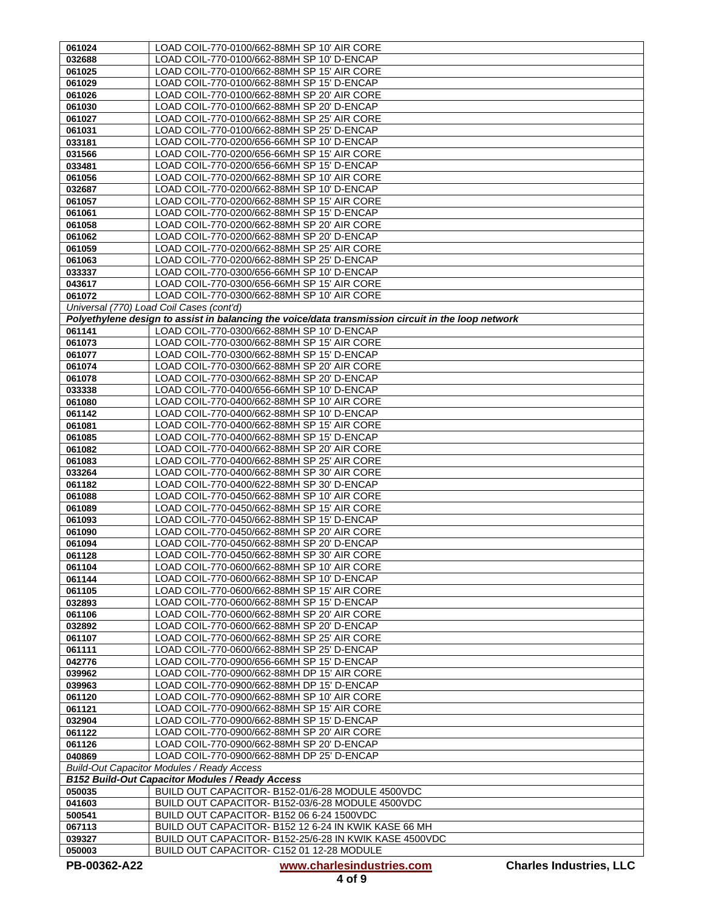| | |
|---|---|
| **061024** | LOAD COIL-770-0100/662-88MH SP 10' AIR CORE |
| **032688** | LOAD COIL-770-0100/662-88MH SP 10' D-ENCAP |
| **061025** | LOAD COIL-770-0100/662-88MH SP 15' AIR CORE |
| **061029** | LOAD COIL-770-0100/662-88MH SP 15' D-ENCAP |
| **061026** | LOAD COIL-770-0100/662-88MH SP 20' AIR CORE |
| **061030** | LOAD COIL-770-0100/662-88MH SP 20' D-ENCAP |
| **061027** | LOAD COIL-770-0100/662-88MH SP 25' AIR CORE |
| **061031** | LOAD COIL-770-0100/662-88MH SP 25' D-ENCAP |
| **033181** | LOAD COIL-770-0200/656-66MH SP 10' D-ENCAP |
| **031566** | LOAD COIL-770-0200/656-66MH SP 15' AIR CORE |
| **033481** | LOAD COIL-770-0200/656-66MH SP 15' D-ENCAP |
| **061056** | LOAD COIL-770-0200/662-88MH SP 10' AIR CORE |
| **032687** | LOAD COIL-770-0200/662-88MH SP 10' D-ENCAP |
| **061057** | LOAD COIL-770-0200/662-88MH SP 15' AIR CORE |
| **061061** | LOAD COIL-770-0200/662-88MH SP 15' D-ENCAP |
| **061058** | LOAD COIL-770-0200/662-88MH SP 20' AIR CORE |
| **061062** | LOAD COIL-770-0200/662-88MH SP 20' D-ENCAP |
| **061059** | LOAD COIL-770-0200/662-88MH SP 25' AIR CORE |
| **061063** | LOAD COIL-770-0200/662-88MH SP 25' D-ENCAP |
| **033337** | LOAD COIL-770-0300/656-66MH SP 10' D-ENCAP |
| **043617** | LOAD COIL-770-0300/656-66MH SP 15' AIR CORE |
| **061072** | LOAD COIL-770-0300/662-88MH SP 10' AIR CORE |
| *Universal (770) Load Coil Cases (cont'd)* | |
| ***Polyethylene design to assist in balancing the voice/data transmission circuit in the loop network*** | |
| **061141** | LOAD COIL-770-0300/662-88MH SP 10' D-ENCAP |
| **061073** | LOAD COIL-770-0300/662-88MH SP 15' AIR CORE |
| **061077** | LOAD COIL-770-0300/662-88MH SP 15' D-ENCAP |
| **061074** | LOAD COIL-770-0300/662-88MH SP 20' AIR CORE |
| **061078** | LOAD COIL-770-0300/662-88MH SP 20' D-ENCAP |
| **033338** | LOAD COIL-770-0400/656-66MH SP 10' D-ENCAP |
| **061080** | LOAD COIL-770-0400/662-88MH SP 10' AIR CORE |
| **061142** | LOAD COIL-770-0400/662-88MH SP 10' D-ENCAP |
| **061081** | LOAD COIL-770-0400/662-88MH SP 15' AIR CORE |
| **061085** | LOAD COIL-770-0400/662-88MH SP 15' D-ENCAP |
| **061082** | LOAD COIL-770-0400/662-88MH SP 20' AIR CORE |
| **061083** | LOAD COIL-770-0400/662-88MH SP 25' AIR CORE |
| **033264** | LOAD COIL-770-0400/662-88MH SP 30' AIR CORE |
| **061182** | LOAD COIL-770-0400/622-88MH SP 30' D-ENCAP |
| **061088** | LOAD COIL-770-0450/662-88MH SP 10' AIR CORE |
| **061089** | LOAD COIL-770-0450/662-88MH SP 15' AIR CORE |
| **061093** | LOAD COIL-770-0450/662-88MH SP 15' D-ENCAP |
| **061090** | LOAD COIL-770-0450/662-88MH SP 20' AIR CORE |
| **061094** | LOAD COIL-770-0450/662-88MH SP 20' D-ENCAP |
| **061128** | LOAD COIL-770-0450/662-88MH SP 30' AIR CORE |
| **061104** | LOAD COIL-770-0600/662-88MH SP 10' AIR CORE |
| **061144** | LOAD COIL-770-0600/662-88MH SP 10' D-ENCAP |
| **061105** | LOAD COIL-770-0600/662-88MH SP 15' AIR CORE |
| **032893** | LOAD COIL-770-0600/662-88MH SP 15' D-ENCAP |
| **061106** | LOAD COIL-770-0600/662-88MH SP 20' AIR CORE |
| **032892** | LOAD COIL-770-0600/662-88MH SP 20' D-ENCAP |
| **061107** | LOAD COIL-770-0600/662-88MH SP 25' AIR CORE |
| **061111** | LOAD COIL-770-0600/662-88MH SP 25' D-ENCAP |
| **042776** | LOAD COIL-770-0900/656-66MH SP 15' D-ENCAP |
| **039962** | LOAD COIL-770-0900/662-88MH DP 15' AIR CORE |
| **039963** | LOAD COIL-770-0900/662-88MH DP 15' D-ENCAP |
| **061120** | LOAD COIL-770-0900/662-88MH SP 10' AIR CORE |
| **061121** | LOAD COIL-770-0900/662-88MH SP 15' AIR CORE |
| **032904** | LOAD COIL-770-0900/662-88MH SP 15' D-ENCAP |
| **061122** | LOAD COIL-770-0900/662-88MH SP 20' AIR CORE |
| **061126** | LOAD COIL-770-0900/662-88MH SP 20' D-ENCAP |
| **040869** | LOAD COIL-770-0900/662-88MH DP 25' D-ENCAP |
| *Build-Out Capacitor Modules / Ready Access* | |
| ***B152 Build-Out Capacitor Modules / Ready Access*** | |
| **050035** | BUILD OUT CAPACITOR- B152-01/6-28 MODULE 4500VDC |
| **041603** | BUILD OUT CAPACITOR- B152-03/6-28 MODULE 4500VDC |
| **500541** | BUILD OUT CAPACITOR- B152 06 6-24 1500VDC |
| **067113** | BUILD OUT CAPACITOR- B152 12 6-24 IN KWIK KASE 66 MH |
| **039327** | BUILD OUT CAPACITOR- B152-25/6-28 IN KWIK KASE 4500VDC |
| **050003** | BUILD OUT CAPACITOR- C152 01 12-28 MODULE |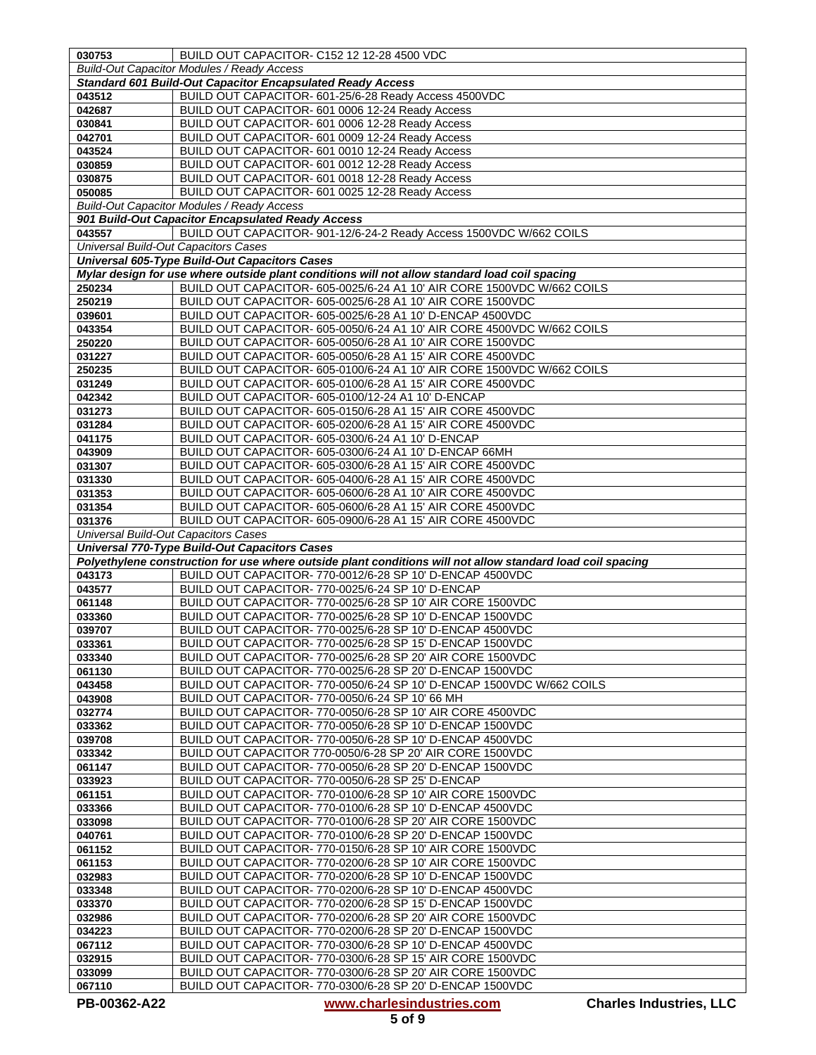| | |
|---|---|
| **030753** | BUILD OUT CAPACITOR- C152 12 12-28 4500 VDC |
| *Build-Out Capacitor Modules / Ready Access* | |
| ***Standard 601 Build-Out Capacitor Encapsulated Ready Access*** | |
| **043512** | BUILD OUT CAPACITOR- 601-25/6-28 Ready Access 4500VDC |
| **042687** | BUILD OUT CAPACITOR- 601 0006 12-24 Ready Access |
| **030841** | BUILD OUT CAPACITOR- 601 0006 12-28 Ready Access |
| **042701** | BUILD OUT CAPACITOR- 601 0009 12-24 Ready Access |
| **043524** | BUILD OUT CAPACITOR- 601 0010 12-24 Ready Access |
| **030859** | BUILD OUT CAPACITOR- 601 0012 12-28 Ready Access |
| **030875** | BUILD OUT CAPACITOR- 601 0018 12-28 Ready Access |
| **050085** | BUILD OUT CAPACITOR- 601 0025 12-28 Ready Access |
| *Build-Out Capacitor Modules / Ready Access* | |
| ***901 Build-Out Capacitor Encapsulated Ready Access*** | |
| **043557** | BUILD OUT CAPACITOR- 901-12/6-24-2 Ready Access 1500VDC W/662 COILS |
| *Universal Build-Out Capacitors Cases* | |
| ***Universal 605-Type Build-Out Capacitors Cases*** | |
| ***Mylar design for use where outside plant conditions will not allow standard load coil spacing*** | |
| **250234** | BUILD OUT CAPACITOR- 605-0025/6-24 A1 10' AIR CORE 1500VDC W/662 COILS |
| **250219** | BUILD OUT CAPACITOR- 605-0025/6-28 A1 10' AIR CORE 1500VDC |
| **039601** | BUILD OUT CAPACITOR- 605-0025/6-28 A1 10' D-ENCAP 4500VDC |
| **043354** | BUILD OUT CAPACITOR- 605-0050/6-24 A1 10' AIR CORE 4500VDC W/662 COILS |
| **250220** | BUILD OUT CAPACITOR- 605-0050/6-28 A1 10' AIR CORE 1500VDC |
| **031227** | BUILD OUT CAPACITOR- 605-0050/6-28 A1 15' AIR CORE 4500VDC |
| **250235** | BUILD OUT CAPACITOR- 605-0100/6-24 A1 10' AIR CORE 1500VDC W/662 COILS |
| **031249** | BUILD OUT CAPACITOR- 605-0100/6-28 A1 15' AIR CORE 4500VDC |
| **042342** | BUILD OUT CAPACITOR- 605-0100/12-24 A1 10' D-ENCAP |
| **031273** | BUILD OUT CAPACITOR- 605-0150/6-28 A1 15' AIR CORE 4500VDC |
| **031284** | BUILD OUT CAPACITOR- 605-0200/6-28 A1 15' AIR CORE 4500VDC |
| **041175** | BUILD OUT CAPACITOR- 605-0300/6-24 A1 10' D-ENCAP |
| **043909** | BUILD OUT CAPACITOR- 605-0300/6-24 A1 10' D-ENCAP 66MH |
| **031307** | BUILD OUT CAPACITOR- 605-0300/6-28 A1 15' AIR CORE 4500VDC |
| **031330** | BUILD OUT CAPACITOR- 605-0400/6-28 A1 15' AIR CORE 4500VDC |
| **031353** | BUILD OUT CAPACITOR- 605-0600/6-28 A1 10' AIR CORE 4500VDC |
| **031354** | BUILD OUT CAPACITOR- 605-0600/6-28 A1 15' AIR CORE 4500VDC |
| **031376** | BUILD OUT CAPACITOR- 605-0900/6-28 A1 15' AIR CORE 4500VDC |
| *Universal Build-Out Capacitors Cases* | |
| ***Universal 770-Type Build-Out Capacitors Cases*** | |
| ***Polyethylene construction for use where outside plant conditions will not allow standard load coil spacing*** | |
| **043173** | BUILD OUT CAPACITOR- 770-0012/6-28 SP 10' D-ENCAP 4500VDC |
| **043577** | BUILD OUT CAPACITOR- 770-0025/6-24 SP 10' D-ENCAP |
| **061148** | BUILD OUT CAPACITOR- 770-0025/6-28 SP 10' AIR CORE 1500VDC |
| **033360** | BUILD OUT CAPACITOR- 770-0025/6-28 SP 10' D-ENCAP 1500VDC |
| **039707** | BUILD OUT CAPACITOR- 770-0025/6-28 SP 10' D-ENCAP 4500VDC |
| **033361** | BUILD OUT CAPACITOR- 770-0025/6-28 SP 15' D-ENCAP 1500VDC |
| **033340** | BUILD OUT CAPACITOR- 770-0025/6-28 SP 20' AIR CORE 1500VDC |
| **061130** | BUILD OUT CAPACITOR- 770-0025/6-28 SP 20' D-ENCAP 1500VDC |
| **043458** | BUILD OUT CAPACITOR- 770-0050/6-24 SP 10' D-ENCAP 1500VDC W/662 COILS |
| **043908** | BUILD OUT CAPACITOR- 770-0050/6-24 SP 10' 66 MH |
| **032774** | BUILD OUT CAPACITOR- 770-0050/6-28 SP 10' AIR CORE 4500VDC |
| **033362** | BUILD OUT CAPACITOR- 770-0050/6-28 SP 10' D-ENCAP 1500VDC |
| **039708** | BUILD OUT CAPACITOR- 770-0050/6-28 SP 10' D-ENCAP 4500VDC |
| **033342** | BUILD OUT CAPACITOR 770-0050/6-28 SP 20' AIR CORE 1500VDC |
| **061147** | BUILD OUT CAPACITOR- 770-0050/6-28 SP 20' D-ENCAP 1500VDC |
| **033923** | BUILD OUT CAPACITOR- 770-0050/6-28 SP 25' D-ENCAP |
| **061151** | BUILD OUT CAPACITOR- 770-0100/6-28 SP 10' AIR CORE 1500VDC |
| **033366** | BUILD OUT CAPACITOR- 770-0100/6-28 SP 10' D-ENCAP 4500VDC |
| **033098** | BUILD OUT CAPACITOR- 770-0100/6-28 SP 20' AIR CORE 1500VDC |
| **040761** | BUILD OUT CAPACITOR- 770-0100/6-28 SP 20' D-ENCAP 1500VDC |
| **061152** | BUILD OUT CAPACITOR- 770-0150/6-28 SP 10' AIR CORE 1500VDC |
| **061153** | BUILD OUT CAPACITOR- 770-0200/6-28 SP 10' AIR CORE 1500VDC |
| **032983** | BUILD OUT CAPACITOR- 770-0200/6-28 SP 10' D-ENCAP 1500VDC |
| **033348** | BUILD OUT CAPACITOR- 770-0200/6-28 SP 10' D-ENCAP 4500VDC |
| **033370** | BUILD OUT CAPACITOR- 770-0200/6-28 SP 15' D-ENCAP 1500VDC |
| **032986** | BUILD OUT CAPACITOR- 770-0200/6-28 SP 20' AIR CORE 1500VDC |
| **034223** | BUILD OUT CAPACITOR- 770-0200/6-28 SP 20' D-ENCAP 1500VDC |
| **067112** | BUILD OUT CAPACITOR- 770-0300/6-28 SP 10' D-ENCAP 4500VDC |
| **032915** | BUILD OUT CAPACITOR- 770-0300/6-28 SP 15' AIR CORE 1500VDC |
| **033099** | BUILD OUT CAPACITOR- 770-0300/6-28 SP 20' AIR CORE 1500VDC |
| **067110** | BUILD OUT CAPACITOR- 770-0300/6-28 SP 20' D-ENCAP 1500VDC |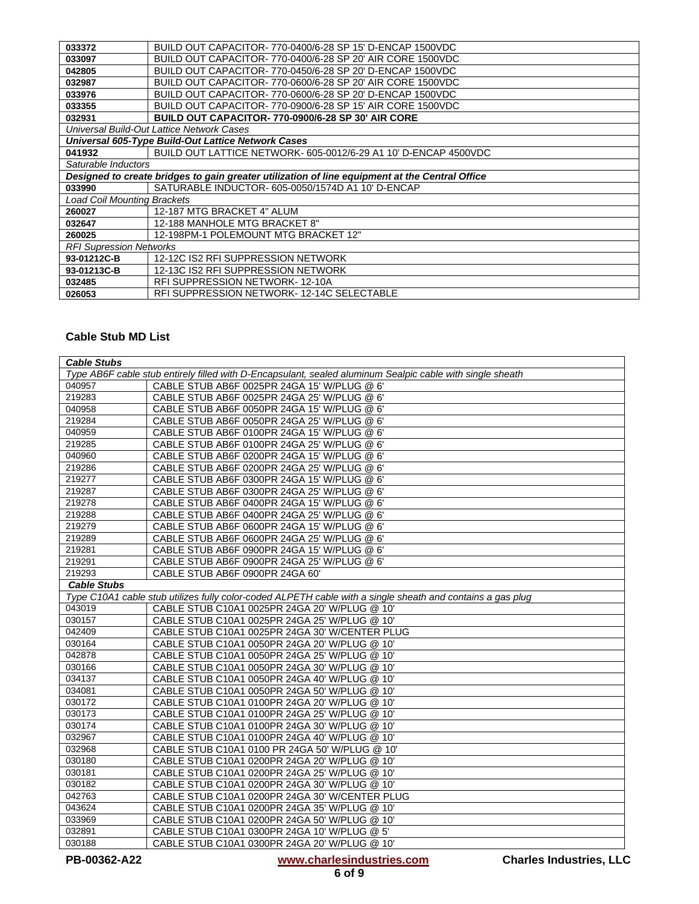| | |
|---|---|
| **033372** | BUILD OUT CAPACITOR- 770-0400/6-28 SP 15' D-ENCAP 1500VDC |
| **033097** | BUILD OUT CAPACITOR- 770-0400/6-28 SP 20' AIR CORE 1500VDC |
| **042805** | BUILD OUT CAPACITOR- 770-0450/6-28 SP 20' D-ENCAP 1500VDC |
| **032987** | BUILD OUT CAPACITOR- 770-0600/6-28 SP 20' AIR CORE 1500VDC |
| **033976** | BUILD OUT CAPACITOR- 770-0600/6-28 SP 20' D-ENCAP 1500VDC |
| **033355** | BUILD OUT CAPACITOR- 770-0900/6-28 SP 15' AIR CORE 1500VDC |
| **032931** | **BUILD OUT CAPACITOR- 770-0900/6-28 SP 30' AIR CORE** |
| *Universal Build-Out Lattice Network Cases* | |
| ***Universal 605-Type Build-Out Lattice Network Cases*** | |
| **041932** | BUILD OUT LATTICE NETWORK- 605-0012/6-29 A1 10' D-ENCAP 4500VDC |
| *Saturable Inductors* | |
| ***Designed to create bridges to gain greater utilization of line equipment at the Central Office*** | |
| **033990** | SATURABLE INDUCTOR- 605-0050/1574D A1 10' D-ENCAP |
| *Load Coil Mounting Brackets* | |
| **260027** | 12-187 MTG BRACKET 4" ALUM |
| **032647** | 12-188 MANHOLE MTG BRACKET 8" |
| **260025** | 12-198PM-1 POLEMOUNT MTG BRACKET 12" |
| *RFI Supression Networks* | |
| **93-01212C-B** | 12-12C IS2 RFI SUPPRESSION NETWORK |
| **93-01213C-B** | 12-13C IS2 RFI SUPPRESSION NETWORK |
| **032485** | RFI SUPPRESSION NETWORK- 12-10A |
| **026053** | RFI SUPPRESSION NETWORK- 12-14C SELECTABLE |

### Cable Stub MD List

| | |
|---|---|
| ***Cable Stubs*** | |
| *Type AB6F cable stub entirely filled with D-Encapsulant, sealed aluminum Sealpic cable with single sheath* | |
| 040957 | CABLE STUB AB6F 0025PR 24GA 15' W/PLUG @ 6' |
| 219283 | CABLE STUB AB6F 0025PR 24GA 25' W/PLUG @ 6' |
| 040958 | CABLE STUB AB6F 0050PR 24GA 15' W/PLUG @ 6' |
| 219284 | CABLE STUB AB6F 0050PR 24GA 25' W/PLUG @ 6' |
| 040959 | CABLE STUB AB6F 0100PR 24GA 15' W/PLUG @ 6' |
| 219285 | CABLE STUB AB6F 0100PR 24GA 25' W/PLUG @ 6' |
| 040960 | CABLE STUB AB6F 0200PR 24GA 15' W/PLUG @ 6' |
| 219286 | CABLE STUB AB6F 0200PR 24GA 25' W/PLUG @ 6' |
| 219277 | CABLE STUB AB6F 0300PR 24GA 15' W/PLUG @ 6' |
| 219287 | CABLE STUB AB6F 0300PR 24GA 25' W/PLUG @ 6' |
| 219278 | CABLE STUB AB6F 0400PR 24GA 15' W/PLUG @ 6' |
| 219288 | CABLE STUB AB6F 0400PR 24GA 25' W/PLUG @ 6' |
| 219279 | CABLE STUB AB6F 0600PR 24GA 15' W/PLUG @ 6' |
| 219289 | CABLE STUB AB6F 0600PR 24GA 25' W/PLUG @ 6' |
| 219281 | CABLE STUB AB6F 0900PR 24GA 15' W/PLUG @ 6' |
| 219291 | CABLE STUB AB6F 0900PR 24GA 25' W/PLUG @ 6' |
| 219293 | CABLE STUB AB6F 0900PR 24GA 60' |
| ***Cable Stubs*** | |
| *Type C10A1 cable stub utilizes fully color-coded ALPETH cable with a single sheath and contains a gas plug* | |
| 043019 | CABLE STUB C10A1 0025PR 24GA 20' W/PLUG @ 10' |
| 030157 | CABLE STUB C10A1 0025PR 24GA 25' W/PLUG @ 10' |
| 042409 | CABLE STUB C10A1 0025PR 24GA 30' W/CENTER PLUG |
| 030164 | CABLE STUB C10A1 0050PR 24GA 20' W/PLUG @ 10' |
| 042878 | CABLE STUB C10A1 0050PR 24GA 25' W/PLUG @ 10' |
| 030166 | CABLE STUB C10A1 0050PR 24GA 30' W/PLUG @ 10' |
| 034137 | CABLE STUB C10A1 0050PR 24GA 40' W/PLUG @ 10' |
| 034081 | CABLE STUB C10A1 0050PR 24GA 50' W/PLUG @ 10' |
| 030172 | CABLE STUB C10A1 0100PR 24GA 20' W/PLUG @ 10' |
| 030173 | CABLE STUB C10A1 0100PR 24GA 25' W/PLUG @ 10' |
| 030174 | CABLE STUB C10A1 0100PR 24GA 30' W/PLUG @ 10' |
| 032967 | CABLE STUB C10A1 0100PR 24GA 40' W/PLUG @ 10' |
| 032968 | CABLE STUB C10A1 0100 PR 24GA 50' W/PLUG @ 10' |
| 030180 | CABLE STUB C10A1 0200PR 24GA 20' W/PLUG @ 10' |
| 030181 | CABLE STUB C10A1 0200PR 24GA 25' W/PLUG @ 10' |
| 030182 | CABLE STUB C10A1 0200PR 24GA 30' W/PLUG @ 10' |
| 042763 | CABLE STUB C10A1 0200PR 24GA 30' W/CENTER PLUG |
| 043624 | CABLE STUB C10A1 0200PR 24GA 35' W/PLUG @ 10' |
| 033969 | CABLE STUB C10A1 0200PR 24GA 50' W/PLUG @ 10' |
| 032891 | CABLE STUB C10A1 0300PR 24GA 10' W/PLUG @ 5' |
| 030188 | CABLE STUB C10A1 0300PR 24GA 20' W/PLUG @ 10' |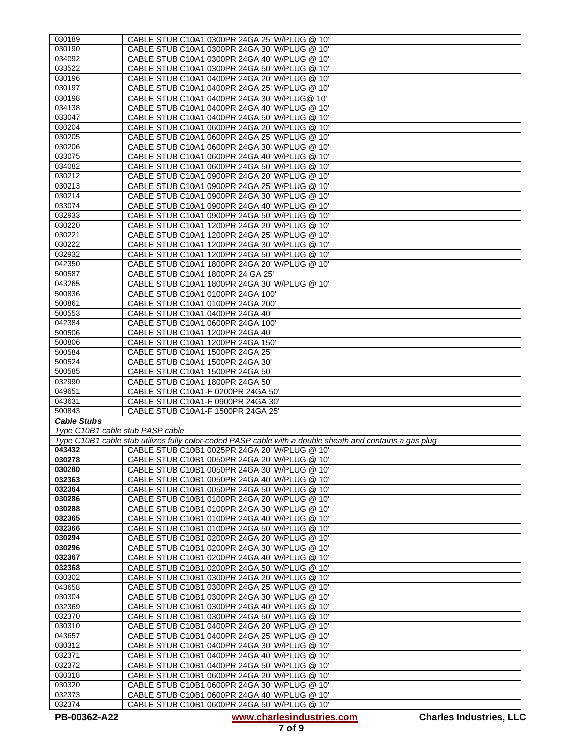| | |
|---|---|
| 030189 | CABLE STUB C10A1 0300PR 24GA 25' W/PLUG @ 10' |
| 030190 | CABLE STUB C10A1 0300PR 24GA 30' W/PLUG @ 10' |
| 034092 | CABLE STUB C10A1 0300PR 24GA 40' W/PLUG @ 10' |
| 033522 | CABLE STUB C10A1 0300PR 24GA 50' W/PLUG @ 10' |
| 030196 | CABLE STUB C10A1 0400PR 24GA 20' W/PLUG @ 10' |
| 030197 | CABLE STUB C10A1 0400PR 24GA 25' W/PLUG @ 10' |
| 030198 | CABLE STUB C10A1 0400PR 24GA 30' W/PLUG@ 10' |
| 034138 | CABLE STUB C10A1 0400PR 24GA 40' W/PLUG @ 10' |
| 033047 | CABLE STUB C10A1 0400PR 24GA 50' W/PLUG @ 10' |
| 030204 | CABLE STUB C10A1 0600PR 24GA 20' W/PLUG @ 10' |
| 030205 | CABLE STUB C10A1 0600PR 24GA 25' W/PLUG @ 10' |
| 030206 | CABLE STUB C10A1 0600PR 24GA 30' W/PLUG @ 10' |
| 033075 | CABLE STUB C10A1 0600PR 24GA 40' W/PLUG @ 10' |
| 034082 | CABLE STUB C10A1 0600PR 24GA 50' W/PLUG @ 10' |
| 030212 | CABLE STUB C10A1 0900PR 24GA 20' W/PLUG @ 10' |
| 030213 | CABLE STUB C10A1 0900PR 24GA 25' W/PLUG @ 10' |
| 030214 | CABLE STUB C10A1 0900PR 24GA 30' W/PLUG @ 10' |
| 033074 | CABLE STUB C10A1 0900PR 24GA 40' W/PLUG @ 10' |
| 032933 | CABLE STUB C10A1 0900PR 24GA 50' W/PLUG @ 10' |
| 030220 | CABLE STUB C10A1 1200PR 24GA 20' W/PLUG @ 10' |
| 030221 | CABLE STUB C10A1 1200PR 24GA 25' W/PLUG @ 10' |
| 030222 | CABLE STUB C10A1 1200PR 24GA 30' W/PLUG @ 10' |
| 032932 | CABLE STUB C10A1 1200PR 24GA 50' W/PLUG @ 10' |
| 042350 | CABLE STUB C10A1 1800PR 24GA 20' W/PLUG @ 10' |
| 500587 | CABLE STUB C10A1 1800PR 24 GA 25' |
| 043265 | CABLE STUB C10A1 1800PR 24GA 30' W/PLUG @ 10' |
| 500836 | CABLE STUB C10A1 0100PR 24GA 100' |
| 500861 | CABLE STUB C10A1 0100PR 24GA 200' |
| 500553 | CABLE STUB C10A1 0400PR 24GA 40' |
| 042384 | CABLE STUB C10A1 0600PR 24GA 100' |
| 500506 | CABLE STUB C10A1 1200PR 24GA 40' |
| 500806 | CABLE STUB C10A1 1200PR 24GA 150' |
| 500584 | CABLE STUB C10A1 1500PR 24GA 25' |
| 500524 | CABLE STUB C10A1 1500PR 24GA 30' |
| 500585 | CABLE STUB C10A1 1500PR 24GA 50' |
| 032990 | CABLE STUB C10A1 1800PR 24GA 50' |
| 049651 | CABLE STUB C10A1-F 0200PR 24GA 50' |
| 043631 | CABLE STUB C10A1-F 0900PR 24GA 30' |
| 500843 | CABLE STUB C10A1-F 1500PR 24GA 25' |
| ***Cable Stubs*** | |
| *Type C10B1 cable stub PASP cable* | |
| *Type C10B1 cable stub utilizes fully color-coded PASP cable with a double sheath and contains a gas plug* | |
| **043432** | CABLE STUB C10B1 0025PR 24GA 20' W/PLUG @ 10' |
| **030278** | CABLE STUB C10B1 0050PR 24GA 20' W/PLUG @ 10' |
| **030280** | CABLE STUB C10B1 0050PR 24GA 30' W/PLUG @ 10' |
| **032363** | CABLE STUB C10B1 0050PR 24GA 40' W/PLUG @ 10' |
| **032364** | CABLE STUB C10B1 0050PR 24GA 50' W/PLUG @ 10' |
| **030286** | CABLE STUB C10B1 0100PR 24GA 20' W/PLUG @ 10' |
| **030288** | CABLE STUB C10B1 0100PR 24GA 30' W/PLUG @ 10' |
| **032365** | CABLE STUB C10B1 0100PR 24GA 40' W/PLUG @ 10' |
| **032366** | CABLE STUB C10B1 0100PR 24GA 50' W/PLUG @ 10' |
| **030294** | CABLE STUB C10B1 0200PR 24GA 20' W/PLUG @ 10' |
| **030296** | CABLE STUB C10B1 0200PR 24GA 30' W/PLUG @ 10' |
| **032367** | CABLE STUB C10B1 0200PR 24GA 40' W/PLUG @ 10' |
| **032368** | CABLE STUB C10B1 0200PR 24GA 50' W/PLUG @ 10' |
| 030302 | CABLE STUB C10B1 0300PR 24GA 20' W/PLUG @ 10' |
| 043658 | CABLE STUB C10B1 0300PR 24GA 25' W/PLUG @ 10' |
| 030304 | CABLE STUB C10B1 0300PR 24GA 30' W/PLUG @ 10' |
| 032369 | CABLE STUB C10B1 0300PR 24GA 40' W/PLUG @ 10' |
| 032370 | CABLE STUB C10B1 0300PR 24GA 50' W/PLUG @ 10' |
| 030310 | CABLE STUB C10B1 0400PR 24GA 20' W/PLUG @ 10' |
| 043657 | CABLE STUB C10B1 0400PR 24GA 25' W/PLUG @ 10' |
| 030312 | CABLE STUB C10B1 0400PR 24GA 30' W/PLUG @ 10' |
| 032371 | CABLE STUB C10B1 0400PR 24GA 40' W/PLUG @ 10' |
| 032372 | CABLE STUB C10B1 0400PR 24GA 50' W/PLUG @ 10' |
| 030318 | CABLE STUB C10B1 0600PR 24GA 20' W/PLUG @ 10' |
| 030320 | CABLE STUB C10B1 0600PR 24GA 30' W/PLUG @ 10' |
| 032373 | CABLE STUB C10B1 0600PR 24GA 40' W/PLUG @ 10' |
| 032374 | CABLE STUB C10B1 0600PR 24GA 50' W/PLUG @ 10' |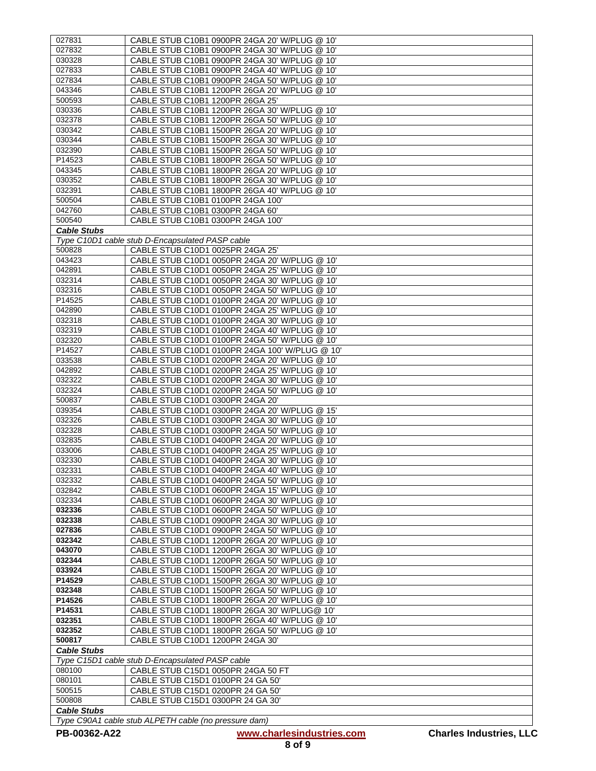| | |
|---|---|
| 027831 | CABLE STUB C10B1 0900PR 24GA 20' W/PLUG @ 10' |
| 027832 | CABLE STUB C10B1 0900PR 24GA 30' W/PLUG @ 10' |
| 030328 | CABLE STUB C10B1 0900PR 24GA 30' W/PLUG @ 10' |
| 027833 | CABLE STUB C10B1 0900PR 24GA 40' W/PLUG @ 10' |
| 027834 | CABLE STUB C10B1 0900PR 24GA 50' W/PLUG @ 10' |
| 043346 | CABLE STUB C10B1 1200PR 26GA 20' W/PLUG @ 10' |
| 500593 | CABLE STUB C10B1 1200PR 26GA 25' |
| 030336 | CABLE STUB C10B1 1200PR 26GA 30' W/PLUG @ 10' |
| 032378 | CABLE STUB C10B1 1200PR 26GA 50' W/PLUG @ 10' |
| 030342 | CABLE STUB C10B1 1500PR 26GA 20' W/PLUG @ 10' |
| 030344 | CABLE STUB C10B1 1500PR 26GA 30' W/PLUG @ 10' |
| 032390 | CABLE STUB C10B1 1500PR 26GA 50' W/PLUG @ 10' |
| P14523 | CABLE STUB C10B1 1800PR 26GA 50' W/PLUG @ 10' |
| 043345 | CABLE STUB C10B1 1800PR 26GA 20' W/PLUG @ 10' |
| 030352 | CABLE STUB C10B1 1800PR 26GA 30' W/PLUG @ 10' |
| 032391 | CABLE STUB C10B1 1800PR 26GA 40' W/PLUG @ 10' |
| 500504 | CABLE STUB C10B1 0100PR 24GA 100' |
| 042760 | CABLE STUB C10B1 0300PR 24GA 60' |
| 500540 | CABLE STUB C10B1 0300PR 24GA 100' |
| ***Cable Stubs*** | |
| *Type C10D1 cable stub D-Encapsulated PASP cable* | |
| 500828 | CABLE STUB C10D1 0025PR 24GA 25' |
| 043423 | CABLE STUB C10D1 0050PR 24GA 20' W/PLUG @ 10' |
| 042891 | CABLE STUB C10D1 0050PR 24GA 25' W/PLUG @ 10' |
| 032314 | CABLE STUB C10D1 0050PR 24GA 30' W/PLUG @ 10' |
| 032316 | CABLE STUB C10D1 0050PR 24GA 50' W/PLUG @ 10' |
| P14525 | CABLE STUB C10D1 0100PR 24GA 20' W/PLUG @ 10' |
| 042890 | CABLE STUB C10D1 0100PR 24GA 25' W/PLUG @ 10' |
| 032318 | CABLE STUB C10D1 0100PR 24GA 30' W/PLUG @ 10' |
| 032319 | CABLE STUB C10D1 0100PR 24GA 40' W/PLUG @ 10' |
| 032320 | CABLE STUB C10D1 0100PR 24GA 50' W/PLUG @ 10' |
| P14527 | CABLE STUB C10D1 0100PR 24GA 100' W/PLUG @ 10' |
| 033538 | CABLE STUB C10D1 0200PR 24GA 20' W/PLUG @ 10' |
| 042892 | CABLE STUB C10D1 0200PR 24GA 25' W/PLUG @ 10' |
| 032322 | CABLE STUB C10D1 0200PR 24GA 30' W/PLUG @ 10' |
| 032324 | CABLE STUB C10D1 0200PR 24GA 50' W/PLUG @ 10' |
| 500837 | CABLE STUB C10D1 0300PR 24GA 20' |
| 039354 | CABLE STUB C10D1 0300PR 24GA 20' W/PLUG @ 15' |
| 032326 | CABLE STUB C10D1 0300PR 24GA 30' W/PLUG @ 10' |
| 032328 | CABLE STUB C10D1 0300PR 24GA 50' W/PLUG @ 10' |
| 032835 | CABLE STUB C10D1 0400PR 24GA 20' W/PLUG @ 10' |
| 033006 | CABLE STUB C10D1 0400PR 24GA 25' W/PLUG @ 10' |
| 032330 | CABLE STUB C10D1 0400PR 24GA 30' W/PLUG @ 10' |
| 032331 | CABLE STUB C10D1 0400PR 24GA 40' W/PLUG @ 10' |
| 032332 | CABLE STUB C10D1 0400PR 24GA 50' W/PLUG @ 10' |
| 032842 | CABLE STUB C10D1 0600PR 24GA 15' W/PLUG @ 10' |
| 032334 | CABLE STUB C10D1 0600PR 24GA 30' W/PLUG @ 10' |
| **032336** | CABLE STUB C10D1 0600PR 24GA 50' W/PLUG @ 10' |
| **032338** | CABLE STUB C10D1 0900PR 24GA 30' W/PLUG @ 10' |
| **027836** | CABLE STUB C10D1 0900PR 24GA 50' W/PLUG @ 10' |
| **032342** | CABLE STUB C10D1 1200PR 26GA 20' W/PLUG @ 10' |
| **043070** | CABLE STUB C10D1 1200PR 26GA 30' W/PLUG @ 10' |
| **032344** | CABLE STUB C10D1 1200PR 26GA 50' W/PLUG @ 10' |
| **033924** | CABLE STUB C10D1 1500PR 26GA 20' W/PLUG @ 10' |
| **P14529** | CABLE STUB C10D1 1500PR 26GA 30' W/PLUG @ 10' |
| **032348** | CABLE STUB C10D1 1500PR 26GA 50' W/PLUG @ 10' |
| **P14526** | CABLE STUB C10D1 1800PR 26GA 20' W/PLUG @ 10' |
| **P14531** | CABLE STUB C10D1 1800PR 26GA 30' W/PLUG@ 10' |
| **032351** | CABLE STUB C10D1 1800PR 26GA 40' W/PLUG @ 10' |
| **032352** | CABLE STUB C10D1 1800PR 26GA 50' W/PLUG @ 10' |
| **500817** | CABLE STUB C10D1 1200PR 24GA 30' |
| ***Cable Stubs*** | |
| *Type C15D1 cable stub D-Encapsulated PASP cable* | |
| 080100 | CABLE STUB C15D1 0050PR 24GA 50 FT |
| 080101 | CABLE STUB C15D1 0100PR 24 GA 50' |
| 500515 | CABLE STUB C15D1 0200PR 24 GA 50' |
| 500808 | CABLE STUB C15D1 0300PR 24 GA 30' |
| ***Cable Stubs*** | |
| *Type C90A1 cable stub ALPETH cable (no pressure dam)* | |

PB-00362-A22 www.charlesindustries.com Charles Industries, LLC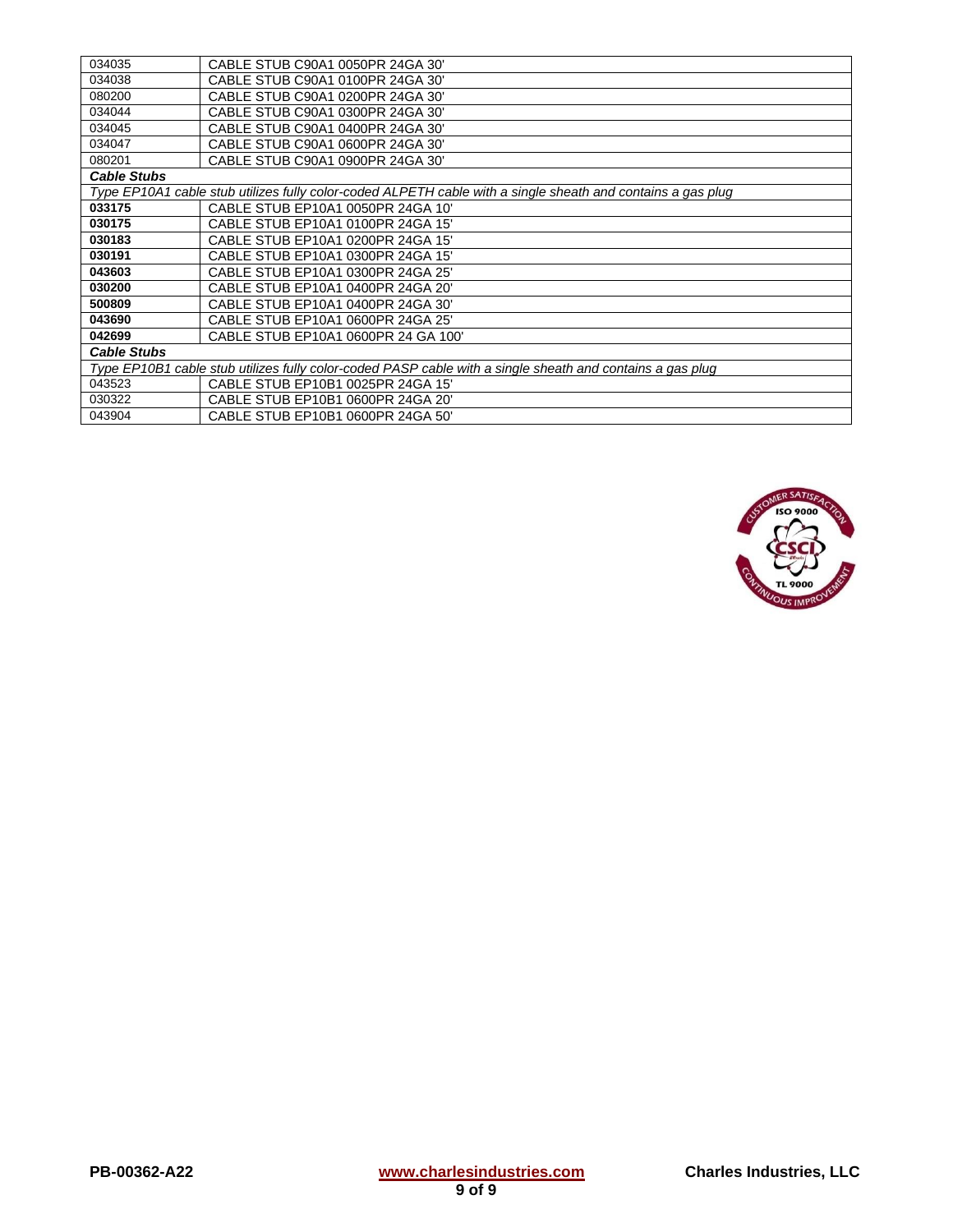| | |
|---|---|
| 034035 | CABLE STUB C90A1 0050PR 24GA 30' |
| 034038 | CABLE STUB C90A1 0100PR 24GA 30' |
| 080200 | CABLE STUB C90A1 0200PR 24GA 30' |
| 034044 | CABLE STUB C90A1 0300PR 24GA 30' |
| 034045 | CABLE STUB C90A1 0400PR 24GA 30' |
| 034047 | CABLE STUB C90A1 0600PR 24GA 30' |
| 080201 | CABLE STUB C90A1 0900PR 24GA 30' |
| ***Cable Stubs*** | |
| *Type EP10A1 cable stub utilizes fully color-coded ALPETH cable with a single sheath and contains a gas plug* | |
| **033175** | CABLE STUB EP10A1 0050PR 24GA 10' |
| **030175** | CABLE STUB EP10A1 0100PR 24GA 15' |
| **030183** | CABLE STUB EP10A1 0200PR 24GA 15' |
| **030191** | CABLE STUB EP10A1 0300PR 24GA 15' |
| **043603** | CABLE STUB EP10A1 0300PR 24GA 25' |
| **030200** | CABLE STUB EP10A1 0400PR 24GA 20' |
| **500809** | CABLE STUB EP10A1 0400PR 24GA 30' |
| **043690** | CABLE STUB EP10A1 0600PR 24GA 25' |
| **042699** | CABLE STUB EP10A1 0600PR 24 GA 100' |
| ***Cable Stubs*** | |
| *Type EP10B1 cable stub utilizes fully color-coded PASP cable with a single sheath and contains a gas plug* | |
| 043523 | CABLE STUB EP10B1 0025PR 24GA 15' |
| 030322 | CABLE STUB EP10B1 0600PR 24GA 20' |
| 043904 | CABLE STUB EP10B1 0600PR 24GA 50' |

CUSTOMER SATISFACTION ISO 9000 CSCI TL 9000 CONTINUOUS IMPROVEMENT

PB-00362-A22 www.charlesindustries.com Charles Industries, LLC